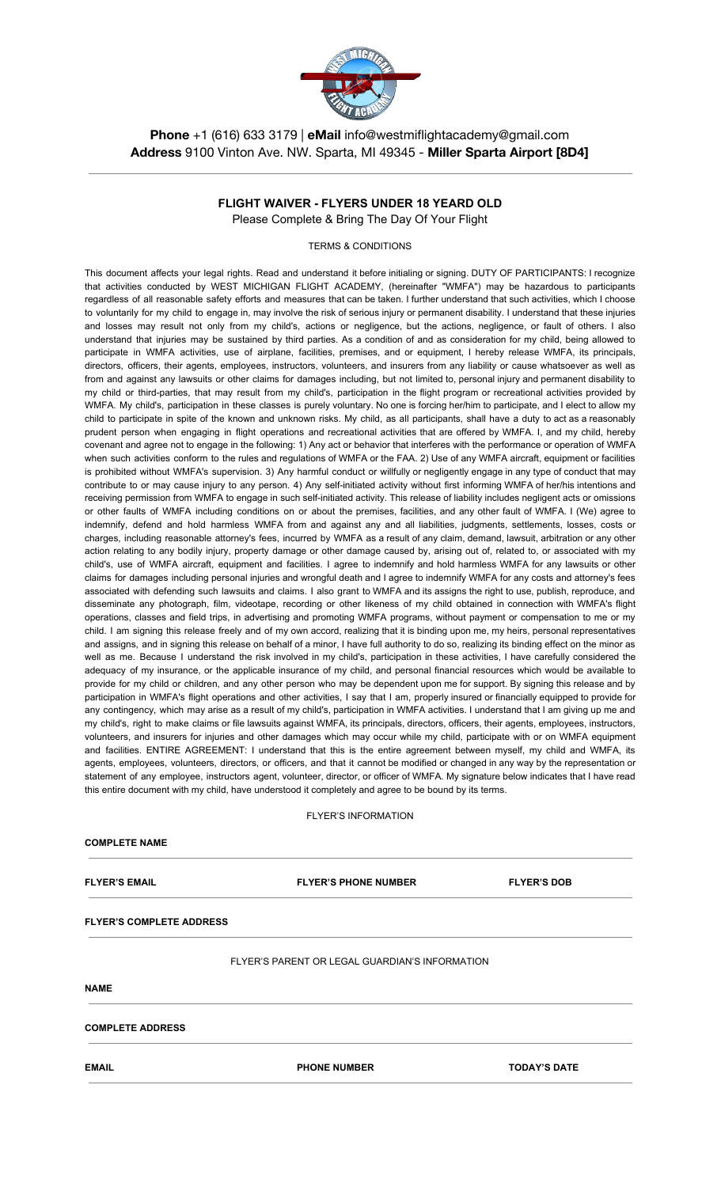**Phone** +1 (616) 633 3179 | **eMail** info@westmiflightacademy@gmail.com
**Address** 9100 Vinton Ave. NW. Sparta, MI 49345 - **Miller Sparta Airport [8D4]**

---

## FLIGHT WAIVER - FLYERS UNDER 18 YEARD OLD

Please Complete & Bring The Day Of Your Flight

TERMS & CONDITIONS

This document affects your legal rights. Read and understand it before initialing or signing. DUTY OF PARTICIPANTS: I recognize that activities conducted by WEST MICHIGAN FLIGHT ACADEMY, (hereinafter "WMFA") may be hazardous to participants regardless of all reasonable safety efforts and measures that can be taken. I further understand that such activities, which I choose to voluntarily for my child to engage in, may involve the risk of serious injury or permanent disability. I understand that these injuries and losses may result not only from my child's, actions or negligence, but the actions, negligence, or fault of others. I also understand that injuries may be sustained by third parties. As a condition of and as consideration for my child, being allowed to participate in WMFA activities, use of airplane, facilities, premises, and or equipment, I hereby release WMFA, its principals, directors, officers, their agents, employees, instructors, volunteers, and insurers from any liability or cause whatsoever as well as from and against any lawsuits or other claims for damages including, but not limited to, personal injury and permanent disability to my child or third-parties, that may result from my child's, participation in the flight program or recreational activities provided by WMFA. My child's, participation in these classes is purely voluntary. No one is forcing her/him to participate, and I elect to allow my child to participate in spite of the known and unknown risks. My child, as all participants, shall have a duty to act as a reasonably prudent person when engaging in flight operations and recreational activities that are offered by WMFA. I, and my child, hereby covenant and agree not to engage in the following: 1) Any act or behavior that interferes with the performance or operation of WMFA when such activities conform to the rules and regulations of WMFA or the FAA. 2) Use of any WMFA aircraft, equipment or facilities is prohibited without WMFA's supervision. 3) Any harmful conduct or willfully or negligently engage in any type of conduct that may contribute to or may cause injury to any person. 4) Any self-initiated activity without first informing WMFA of her/his intentions and receiving permission from WMFA to engage in such self-initiated activity. This release of liability includes negligent acts or omissions or other faults of WMFA including conditions on or about the premises, facilities, and any other fault of WMFA. I (We) agree to indemnify, defend and hold harmless WMFA from and against any and all liabilities, judgments, settlements, losses, costs or charges, including reasonable attorney's fees, incurred by WMFA as a result of any claim, demand, lawsuit, arbitration or any other action relating to any bodily injury, property damage or other damage caused by, arising out of, related to, or associated with my child's, use of WMFA aircraft, equipment and facilities. I agree to indemnify and hold harmless WMFA for any lawsuits or other claims for damages including personal injuries and wrongful death and I agree to indemnify WMFA for any costs and attorney's fees associated with defending such lawsuits and claims. I also grant to WMFA and its assigns the right to use, publish, reproduce, and disseminate any photograph, film, videotape, recording or other likeness of my child obtained in connection with WMFA's flight operations, classes and field trips, in advertising and promoting WMFA programs, without payment or compensation to me or my child. I am signing this release freely and of my own accord, realizing that it is binding upon me, my heirs, personal representatives and assigns, and in signing this release on behalf of a minor, I have full authority to do so, realizing its binding effect on the minor as well as me. Because I understand the risk involved in my child's, participation in these activities, I have carefully considered the adequacy of my insurance, or the applicable insurance of my child, and personal financial resources which would be available to provide for my child or children, and any other person who may be dependent upon me for support. By signing this release and by participation in WMFA's flight operations and other activities, I say that I am, properly insured or financially equipped to provide for any contingency, which may arise as a result of my child's, participation in WMFA activities. I understand that I am giving up me and my child's, right to make claims or file lawsuits against WMFA, its principals, directors, officers, their agents, employees, instructors, volunteers, and insurers for injuries and other damages which may occur while my child, participate with or on WMFA equipment and facilities. ENTIRE AGREEMENT: I understand that this is the entire agreement between myself, my child and WMFA, its agents, employees, volunteers, directors, or officers, and that it cannot be modified or changed in any way by the representation or statement of any employee, instructors agent, volunteer, director, or officer of WMFA. My signature below indicates that I have read this entire document with my child, have understood it completely and agree to be bound by its terms.

FLYER'S INFORMATION

**COMPLETE NAME**

---

**FLYER'S EMAIL** | **FLYER'S PHONE NUMBER** | **FLYER'S DOB**

---

**FLYER'S COMPLETE ADDRESS**

---

FLYER'S PARENT OR LEGAL GUARDIAN'S INFORMATION

**NAME**

---

**COMPLETE ADDRESS**

---

**EMAIL** | **PHONE NUMBER** | **TODAY'S DATE**

---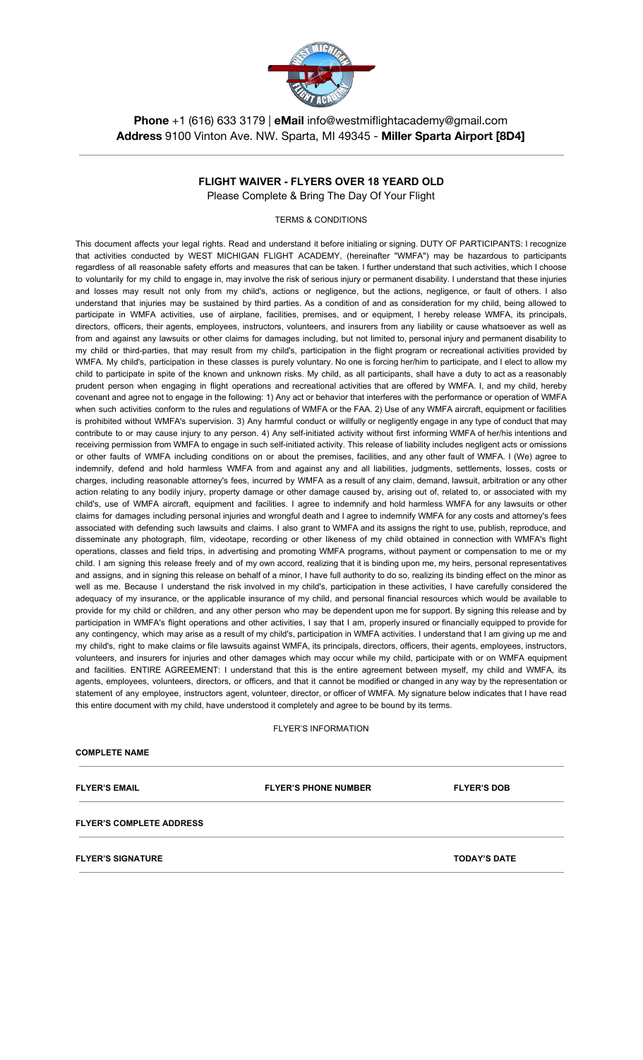**Phone** +1 (616) 633 3179 | **eMail** info@westmiflightacademy@gmail.com
**Address** 9100 Vinton Ave. NW. Sparta, MI 49345 - **Miller Sparta Airport [8D4]**

## FLIGHT WAIVER - FLYERS OVER 18 YEARD OLD

Please Complete & Bring The Day Of Your Flight

TERMS & CONDITIONS

This document affects your legal rights. Read and understand it before initialing or signing. DUTY OF PARTICIPANTS: I recognize that activities conducted by WEST MICHIGAN FLIGHT ACADEMY, (hereinafter "WMFA") may be hazardous to participants regardless of all reasonable safety efforts and measures that can be taken. I further understand that such activities, which I choose to voluntarily for my child to engage in, may involve the risk of serious injury or permanent disability. I understand that these injuries and losses may result not only from my child's, actions or negligence, but the actions, negligence, or fault of others. I also understand that injuries may be sustained by third parties. As a condition of and as consideration for my child, being allowed to participate in WMFA activities, use of airplane, facilities, premises, and or equipment, I hereby release WMFA, its principals, directors, officers, their agents, employees, instructors, volunteers, and insurers from any liability or cause whatsoever as well as from and against any lawsuits or other claims for damages including, but not limited to, personal injury and permanent disability to my child or third-parties, that may result from my child's, participation in the flight program or recreational activities provided by WMFA. My child's, participation in these classes is purely voluntary. No one is forcing her/him to participate, and I elect to allow my child to participate in spite of the known and unknown risks. My child, as all participants, shall have a duty to act as a reasonably prudent person when engaging in flight operations and recreational activities that are offered by WMFA. I, and my child, hereby covenant and agree not to engage in the following: 1) Any act or behavior that interferes with the performance or operation of WMFA when such activities conform to the rules and regulations of WMFA or the FAA. 2) Use of any WMFA aircraft, equipment or facilities is prohibited without WMFA's supervision. 3) Any harmful conduct or willfully or negligently engage in any type of conduct that may contribute to or may cause injury to any person. 4) Any self-initiated activity without first informing WMFA of her/his intentions and receiving permission from WMFA to engage in such self-initiated activity. This release of liability includes negligent acts or omissions or other faults of WMFA including conditions on or about the premises, facilities, and any other fault of WMFA. I (We) agree to indemnify, defend and hold harmless WMFA from and against any and all liabilities, judgments, settlements, losses, costs or charges, including reasonable attorney's fees, incurred by WMFA as a result of any claim, demand, lawsuit, arbitration or any other action relating to any bodily injury, property damage or other damage caused by, arising out of, related to, or associated with my child's, use of WMFA aircraft, equipment and facilities. I agree to indemnify and hold harmless WMFA for any lawsuits or other claims for damages including personal injuries and wrongful death and I agree to indemnify WMFA for any costs and attorney's fees associated with defending such lawsuits and claims. I also grant to WMFA and its assigns the right to use, publish, reproduce, and disseminate any photograph, film, videotape, recording or other likeness of my child obtained in connection with WMFA's flight operations, classes and field trips, in advertising and promoting WMFA programs, without payment or compensation to me or my child. I am signing this release freely and of my own accord, realizing that it is binding upon me, my heirs, personal representatives and assigns, and in signing this release on behalf of a minor, I have full authority to do so, realizing its binding effect on the minor as well as me. Because I understand the risk involved in my child's, participation in these activities, I have carefully considered the adequacy of my insurance, or the applicable insurance of my child, and personal financial resources which would be available to provide for my child or children, and any other person who may be dependent upon me for support. By signing this release and by participation in WMFA's flight operations and other activities, I say that I am, properly insured or financially equipped to provide for any contingency, which may arise as a result of my child's, participation in WMFA activities. I understand that I am giving up me and my child's, right to make claims or file lawsuits against WMFA, its principals, directors, officers, their agents, employees, instructors, volunteers, and insurers for injuries and other damages which may occur while my child, participate with or on WMFA equipment and facilities. ENTIRE AGREEMENT: I understand that this is the entire agreement between myself, my child and WMFA, its agents, employees, volunteers, directors, or officers, and that it cannot be modified or changed in any way by the representation or statement of any employee, instructors agent, volunteer, director, or officer of WMFA. My signature below indicates that I have read this entire document with my child, have understood it completely and agree to be bound by its terms.

FLYER'S INFORMATION

**COMPLETE NAME**

**FLYER'S EMAIL** | **FLYER'S PHONE NUMBER** | **FLYER'S DOB**

**FLYER'S COMPLETE ADDRESS**

**FLYER'S SIGNATURE** | **TODAY'S DATE**